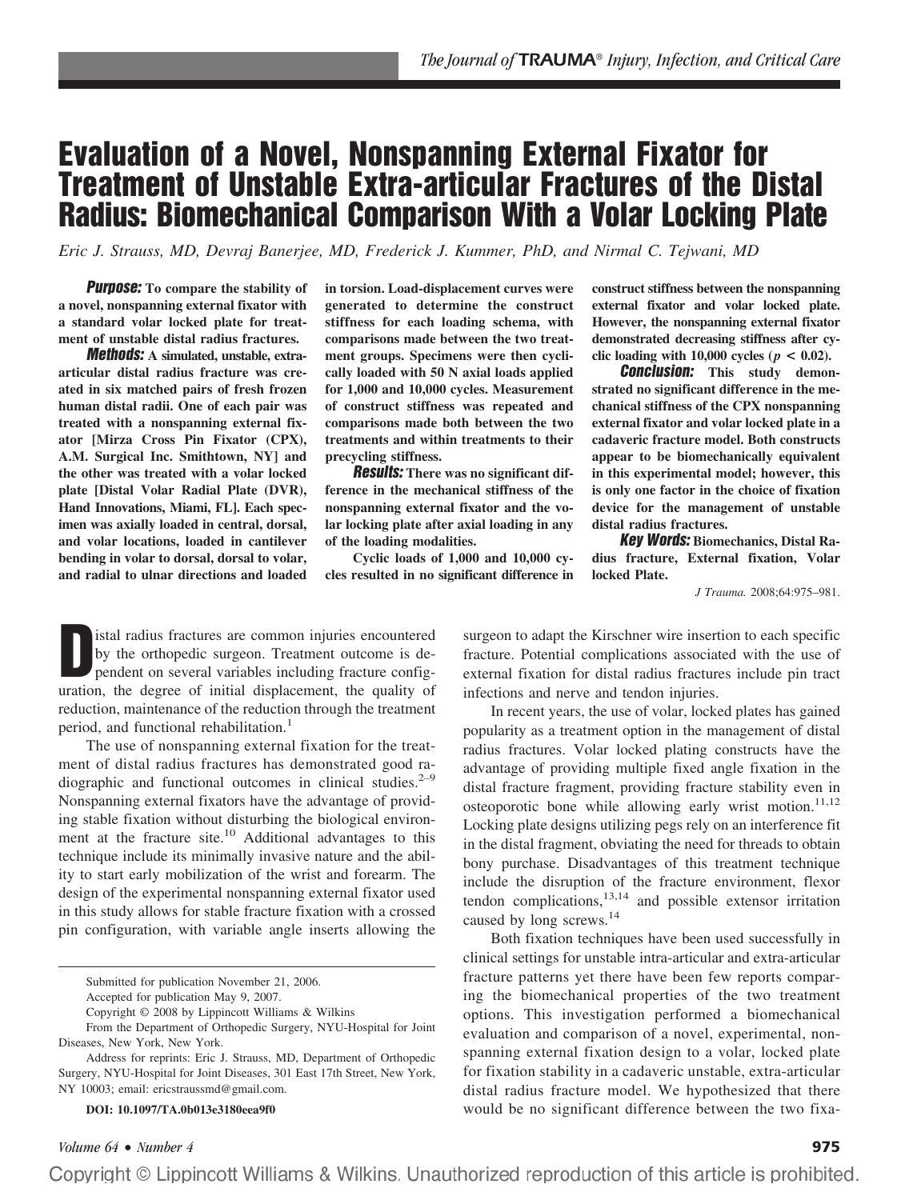# Evaluation of a Novel, Nonspanning External Fixator for Treatment of Unstable Extra-articular Fractures of the Distal Radius: Biomechanical Comparison With a Volar Locking Plate

*Eric J. Strauss, MD, Devraj Banerjee, MD, Frederick J. Kummer, PhD, and Nirmal C. Tejwani, MD*

***Purpose:*** **To compare the stability of a novel, nonspanning external fixator with a standard volar locked plate for treatment of unstable distal radius fractures.**

***Methods:*** **A simulated, unstable, extra-articular distal radius fracture was created in six matched pairs of fresh frozen human distal radii. One of each pair was treated with a nonspanning external fixator [Mirza Cross Pin Fixator (CPX), A.M. Surgical Inc. Smithtown, NY] and the other was treated with a volar locked plate [Distal Volar Radial Plate (DVR), Hand Innovations, Miami, FL]. Each specimen was axially loaded in central, dorsal, and volar locations, loaded in cantilever bending in volar to dorsal, dorsal to volar, and radial to ulnar directions and loaded in torsion. Load-displacement curves were generated to determine the construct stiffness for each loading schema, with comparisons made between the two treatment groups. Specimens were then cyclically loaded with 50 N axial loads applied for 1,000 and 10,000 cycles. Measurement of construct stiffness was repeated and comparisons made both between the two treatments and within treatments to their precycling stiffness.**

***Results:*** **There was no significant difference in the mechanical stiffness of the nonspanning external fixator and the volar locking plate after axial loading in any of the loading modalities.**

**Cyclic loads of 1,000 and 10,000 cycles resulted in no significant difference in construct stiffness between the nonspanning external fixator and volar locked plate. However, the nonspanning external fixator demonstrated decreasing stiffness after cyclic loading with 10,000 cycles ($p < 0.02$).**

***Conclusion:*** **This study demonstrated no significant difference in the mechanical stiffness of the CPX nonspanning external fixator and volar locked plate in a cadaveric fracture model. Both constructs appear to be biomechanically equivalent in this experimental model; however, this is only one factor in the choice of fixation device for the management of unstable distal radius fractures.**

***Key Words:*** **Biomechanics, Distal Radius fracture, External fixation, Volar locked Plate.**

*J Trauma.* 2008;64:975–981.

Distal radius fractures are common injuries encountered by the orthopedic surgeon. Treatment outcome is dependent on several variables including fracture configuration, the degree of initial displacement, the quality of reduction, maintenance of the reduction through the treatment period, and functional rehabilitation.[1]

The use of nonspanning external fixation for the treatment of distal radius fractures has demonstrated good radiographic and functional outcomes in clinical studies.[2–9] Nonspanning external fixators have the advantage of providing stable fixation without disturbing the biological environment at the fracture site.[10] Additional advantages to this technique include its minimally invasive nature and the ability to start early mobilization of the wrist and forearm. The design of the experimental nonspanning external fixator used in this study allows for stable fracture fixation with a crossed pin configuration, with variable angle inserts allowing the surgeon to adapt the Kirschner wire insertion to each specific fracture. Potential complications associated with the use of external fixation for distal radius fractures include pin tract infections and nerve and tendon injuries.

In recent years, the use of volar, locked plates has gained popularity as a treatment option in the management of distal radius fractures. Volar locked plating constructs have the advantage of providing multiple fixed angle fixation in the distal fracture fragment, providing fracture stability even in osteoporotic bone while allowing early wrist motion.[11,12] Locking plate designs utilizing pegs rely on an interference fit in the distal fragment, obviating the need for threads to obtain bony purchase. Disadvantages of this treatment technique include the disruption of the fracture environment, flexor tendon complications,[13,14] and possible extensor irritation caused by long screws.[14]

Both fixation techniques have been used successfully in clinical settings for unstable intra-articular and extra-articular fracture patterns yet there have been few reports comparing the biomechanical properties of the two treatment options. This investigation performed a biomechanical evaluation and comparison of a novel, experimental, nonspanning external fixation design to a volar, locked plate for fixation stability in a cadaveric unstable, extra-articular distal radius fracture model. We hypothesized that there would be no significant difference between the two fixa-

Submitted for publication November 21, 2006.

Accepted for publication May 9, 2007.

Copyright © 2008 by Lippincott Williams & Wilkins

From the Department of Orthopedic Surgery, NYU-Hospital for Joint Diseases, New York, New York.

Address for reprints: Eric J. Strauss, MD, Department of Orthopedic Surgery, NYU-Hospital for Joint Diseases, 301 East 17th Street, New York, NY 10003; email: ericstraussmd@gmail.com.

**DOI: 10.1097/TA.0b013e3180eea9f0**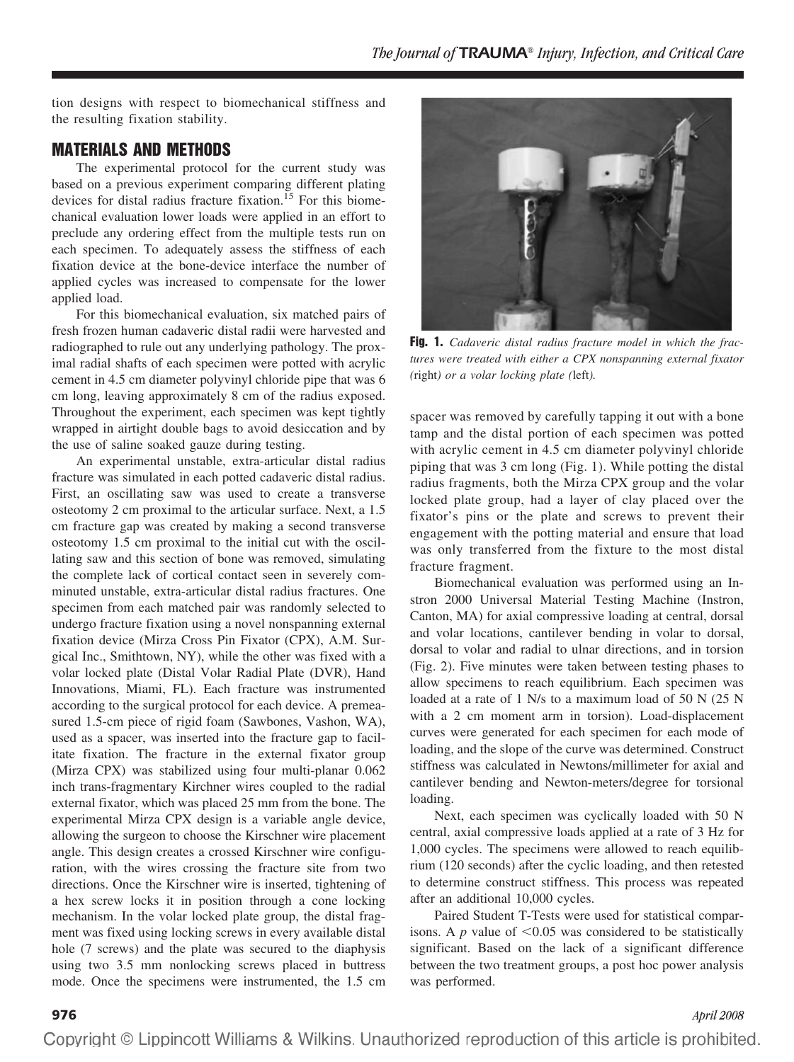tion designs with respect to biomechanical stiffness and the resulting fixation stability.

## MATERIALS AND METHODS

The experimental protocol for the current study was based on a previous experiment comparing different plating devices for distal radius fracture fixation.[15] For this biomechanical evaluation lower loads were applied in an effort to preclude any ordering effect from the multiple tests run on each specimen. To adequately assess the stiffness of each fixation device at the bone-device interface the number of applied cycles was increased to compensate for the lower applied load.

For this biomechanical evaluation, six matched pairs of fresh frozen human cadaveric distal radii were harvested and radiographed to rule out any underlying pathology. The proximal radial shafts of each specimen were potted with acrylic cement in 4.5 cm diameter polyvinyl chloride pipe that was 6 cm long, leaving approximately 8 cm of the radius exposed. Throughout the experiment, each specimen was kept tightly wrapped in airtight double bags to avoid desiccation and by the use of saline soaked gauze during testing.

An experimental unstable, extra-articular distal radius fracture was simulated in each potted cadaveric distal radius. First, an oscillating saw was used to create a transverse osteotomy 2 cm proximal to the articular surface. Next, a 1.5 cm fracture gap was created by making a second transverse osteotomy 1.5 cm proximal to the initial cut with the oscillating saw and this section of bone was removed, simulating the complete lack of cortical contact seen in severely comminuted unstable, extra-articular distal radius fractures. One specimen from each matched pair was randomly selected to undergo fracture fixation using a novel nonspanning external fixation device (Mirza Cross Pin Fixator (CPX), A.M. Surgical Inc., Smithtown, NY), while the other was fixed with a volar locked plate (Distal Volar Radial Plate (DVR), Hand Innovations, Miami, FL). Each fracture was instrumented according to the surgical protocol for each device. A premeasured 1.5-cm piece of rigid foam (Sawbones, Vashon, WA), used as a spacer, was inserted into the fracture gap to facilitate fixation. The fracture in the external fixator group (Mirza CPX) was stabilized using four multi-planar 0.062 inch trans-fragmentary Kirchner wires coupled to the radial external fixator, which was placed 25 mm from the bone. The experimental Mirza CPX design is a variable angle device, allowing the surgeon to choose the Kirschner wire placement angle. This design creates a crossed Kirschner wire configuration, with the wires crossing the fracture site from two directions. Once the Kirschner wire is inserted, tightening of a hex screw locks it in position through a cone locking mechanism. In the volar locked plate group, the distal fragment was fixed using locking screws in every available distal hole (7 screws) and the plate was secured to the diaphysis using two 3.5 mm nonlocking screws placed in buttress mode. Once the specimens were instrumented, the 1.5 cm spacer was removed by carefully tapping it out with a bone tamp and the distal portion of each specimen was potted with acrylic cement in 4.5 cm diameter polyvinyl chloride piping that was 3 cm long (Fig. 1). While potting the distal radius fragments, both the Mirza CPX group and the volar locked plate group, had a layer of clay placed over the fixator's pins or the plate and screws to prevent their engagement with the potting material and ensure that load was only transferred from the fixture to the most distal fracture fragment.

**Fig. 1.** *Cadaveric distal radius fracture model in which the fractures were treated with either a CPX nonspanning external fixator (*right*) or a volar locking plate (*left*).*

Biomechanical evaluation was performed using an Instron 2000 Universal Material Testing Machine (Instron, Canton, MA) for axial compressive loading at central, dorsal and volar locations, cantilever bending in volar to dorsal, dorsal to volar and radial to ulnar directions, and in torsion (Fig. 2). Five minutes were taken between testing phases to allow specimens to reach equilibrium. Each specimen was loaded at a rate of 1 N/s to a maximum load of 50 N (25 N with a 2 cm moment arm in torsion). Load-displacement curves were generated for each specimen for each mode of loading, and the slope of the curve was determined. Construct stiffness was calculated in Newtons/millimeter for axial and cantilever bending and Newton-meters/degree for torsional loading.

Next, each specimen was cyclically loaded with 50 N central, axial compressive loads applied at a rate of 3 Hz for 1,000 cycles. The specimens were allowed to reach equilibrium (120 seconds) after the cyclic loading, and then retested to determine construct stiffness. This process was repeated after an additional 10,000 cycles.

Paired Student T-Tests were used for statistical comparisons. A $p$ value of $<0.05$ was considered to be statistically significant. Based on the lack of a significant difference between the two treatment groups, a post hoc power analysis was performed.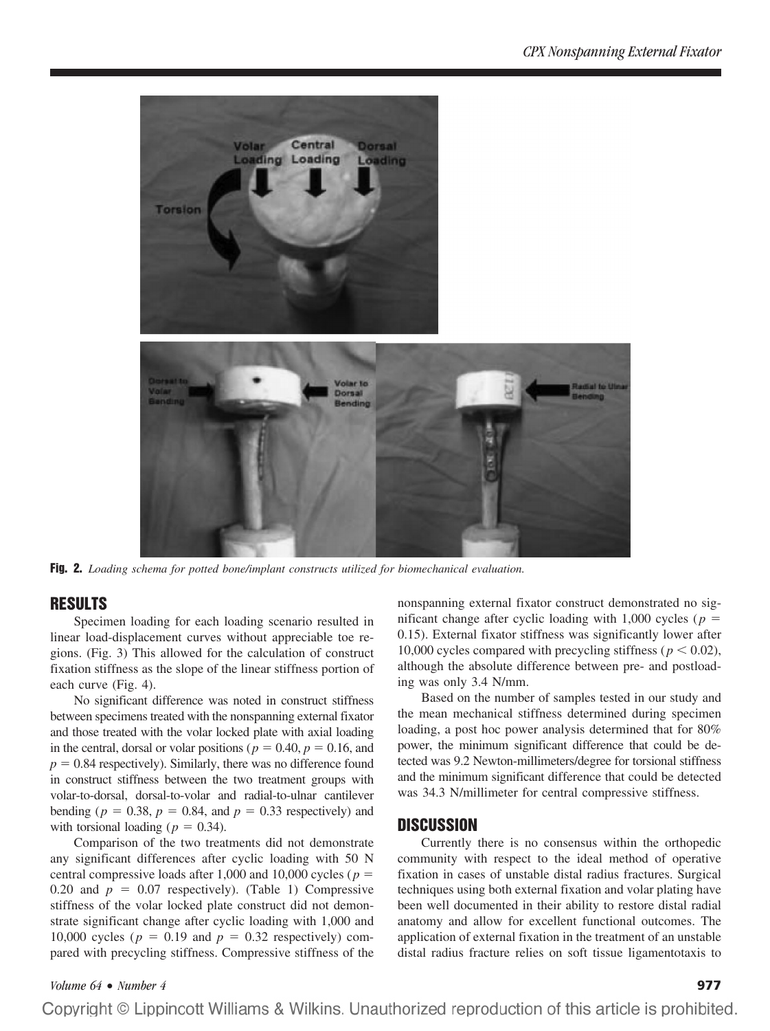Fig. 2. *Loading schema for potted bone/implant constructs utilized for biomechanical evaluation.*

## RESULTS

Specimen loading for each loading scenario resulted in linear load-displacement curves without appreciable toe regions. (Fig. 3) This allowed for the calculation of construct fixation stiffness as the slope of the linear stiffness portion of each curve (Fig. 4).

No significant difference was noted in construct stiffness between specimens treated with the nonspanning external fixator and those treated with the volar locked plate with axial loading in the central, dorsal or volar positions ($p = 0.40$, $p = 0.16$, and $p = 0.84$ respectively). Similarly, there was no difference found in construct stiffness between the two treatment groups with volar-to-dorsal, dorsal-to-volar and radial-to-ulnar cantilever bending ($p = 0.38$, $p = 0.84$, and $p = 0.33$ respectively) and with torsional loading ($p = 0.34$).

Comparison of the two treatments did not demonstrate any significant differences after cyclic loading with 50 N central compressive loads after 1,000 and 10,000 cycles ($p = 0.20$ and $p = 0.07$ respectively). (Table 1) Compressive stiffness of the volar locked plate construct did not demonstrate significant change after cyclic loading with 1,000 and 10,000 cycles ($p = 0.19$ and $p = 0.32$ respectively) compared with precycling stiffness. Compressive stiffness of the nonspanning external fixator construct demonstrated no significant change after cyclic loading with 1,000 cycles ($p = 0.15$). External fixator stiffness was significantly lower after 10,000 cycles compared with precycling stiffness ($p < 0.02$), although the absolute difference between pre- and postloading was only 3.4 N/mm.

Based on the number of samples tested in our study and the mean mechanical stiffness determined during specimen loading, a post hoc power analysis determined that for 80% power, the minimum significant difference that could be detected was 9.2 Newton-millimeters/degree for torsional stiffness and the minimum significant difference that could be detected was 34.3 N/millimeter for central compressive stiffness.

## DISCUSSION

Currently there is no consensus within the orthopedic community with respect to the ideal method of operative fixation in cases of unstable distal radius fractures. Surgical techniques using both external fixation and volar plating have been well documented in their ability to restore distal radial anatomy and allow for excellent functional outcomes. The application of external fixation in the treatment of an unstable distal radius fracture relies on soft tissue ligamentotaxis to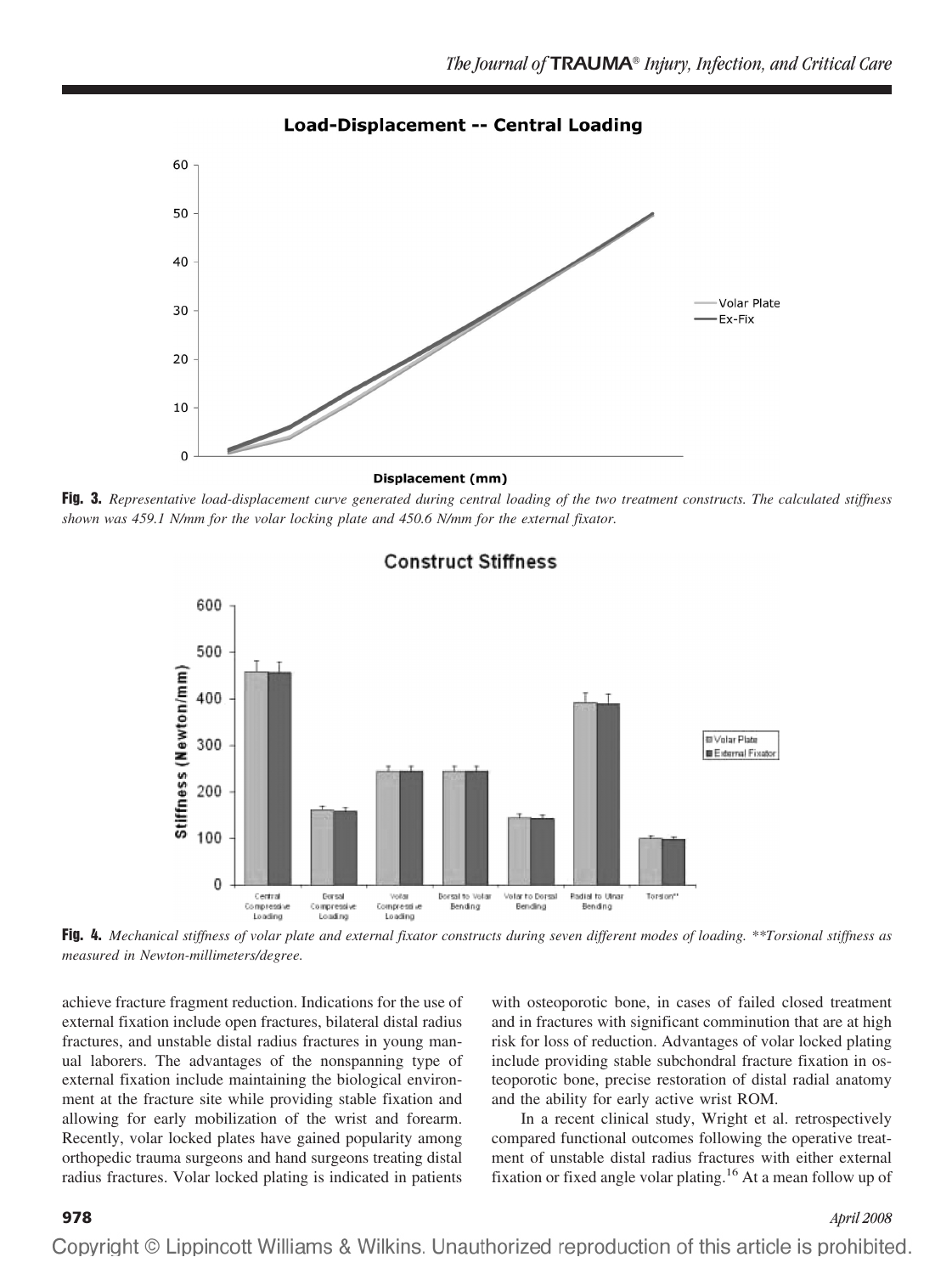**Fig. 3.** *Representative load-displacement curve generated during central loading of the two treatment constructs. The calculated stiffness shown was 459.1 N/mm for the volar locking plate and 450.6 N/mm for the external fixator.*

**Fig. 4.** *Mechanical stiffness of volar plate and external fixator constructs during seven different modes of loading. \*\*Torsional stiffness as measured in Newton-millimeters/degree.*

achieve fracture fragment reduction. Indications for the use of external fixation include open fractures, bilateral distal radius fractures, and unstable distal radius fractures in young manual laborers. The advantages of the nonspanning type of external fixation include maintaining the biological environment at the fracture site while providing stable fixation and allowing for early mobilization of the wrist and forearm. Recently, volar locked plates have gained popularity among orthopedic trauma surgeons and hand surgeons treating distal radius fractures. Volar locked plating is indicated in patients with osteoporotic bone, in cases of failed closed treatment and in fractures with significant comminution that are at high risk for loss of reduction. Advantages of volar locked plating include providing stable subchondral fracture fixation in osteoporotic bone, precise restoration of distal radial anatomy and the ability for early active wrist ROM.

In a recent clinical study, Wright et al. retrospectively compared functional outcomes following the operative treatment of unstable distal radius fractures with either external fixation or fixed angle volar plating.[16] At a mean follow up of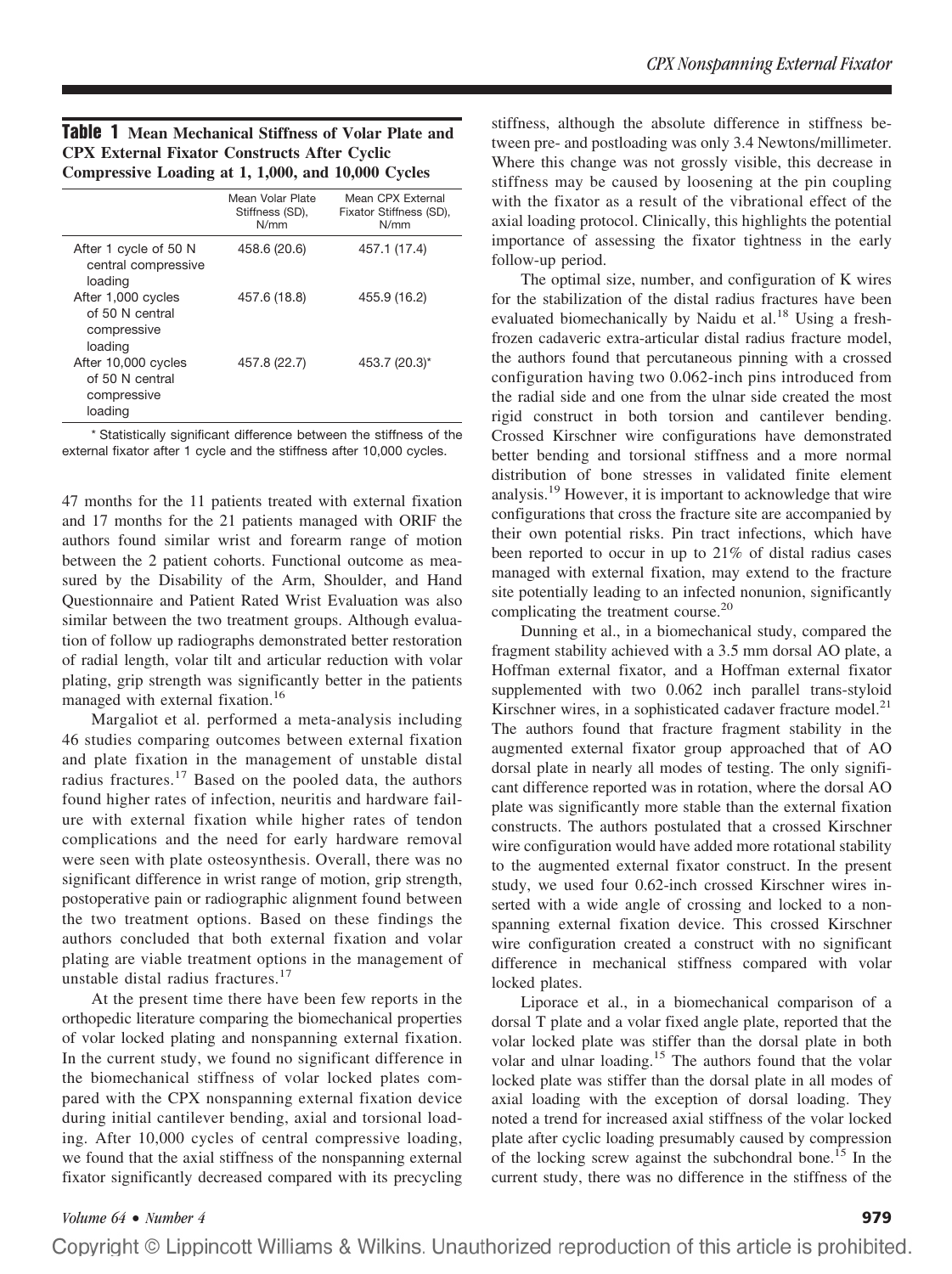**Table 1** Mean Mechanical Stiffness of Volar Plate and CPX External Fixator Constructs After Cyclic Compressive Loading at 1, 1,000, and 10,000 Cycles

| | Mean Volar Plate Stiffness (SD), N/mm | Mean CPX External Fixator Stiffness (SD), N/mm |
|---|---|---|
| After 1 cycle of 50 N central compressive loading | 458.6 (20.6) | 457.1 (17.4) |
| After 1,000 cycles of 50 N central compressive loading | 457.6 (18.8) | 455.9 (16.2) |
| After 10,000 cycles of 50 N central compressive loading | 457.8 (22.7) | 453.7 (20.3)* |

\* Statistically significant difference between the stiffness of the external fixator after 1 cycle and the stiffness after 10,000 cycles.

47 months for the 11 patients treated with external fixation and 17 months for the 21 patients managed with ORIF the authors found similar wrist and forearm range of motion between the 2 patient cohorts. Functional outcome as measured by the Disability of the Arm, Shoulder, and Hand Questionnaire and Patient Rated Wrist Evaluation was also similar between the two treatment groups. Although evaluation of follow up radiographs demonstrated better restoration of radial length, volar tilt and articular reduction with volar plating, grip strength was significantly better in the patients managed with external fixation.[16]

Margaliot et al. performed a meta-analysis including 46 studies comparing outcomes between external fixation and plate fixation in the management of unstable distal radius fractures.[17] Based on the pooled data, the authors found higher rates of infection, neuritis and hardware failure with external fixation while higher rates of tendon complications and the need for early hardware removal were seen with plate osteosynthesis. Overall, there was no significant difference in wrist range of motion, grip strength, postoperative pain or radiographic alignment found between the two treatment options. Based on these findings the authors concluded that both external fixation and volar plating are viable treatment options in the management of unstable distal radius fractures.[17]

At the present time there have been few reports in the orthopedic literature comparing the biomechanical properties of volar locked plating and nonspanning external fixation. In the current study, we found no significant difference in the biomechanical stiffness of volar locked plates compared with the CPX nonspanning external fixation device during initial cantilever bending, axial and torsional loading. After 10,000 cycles of central compressive loading, we found that the axial stiffness of the nonspanning external fixator significantly decreased compared with its precycling stiffness, although the absolute difference in stiffness between pre- and postloading was only 3.4 Newtons/millimeter. Where this change was not grossly visible, this decrease in stiffness may be caused by loosening at the pin coupling with the fixator as a result of the vibrational effect of the axial loading protocol. Clinically, this highlights the potential importance of assessing the fixator tightness in the early follow-up period.

The optimal size, number, and configuration of K wires for the stabilization of the distal radius fractures have been evaluated biomechanically by Naidu et al.[18] Using a fresh-frozen cadaveric extra-articular distal radius fracture model, the authors found that percutaneous pinning with a crossed configuration having two 0.062-inch pins introduced from the radial side and one from the ulnar side created the most rigid construct in both torsion and cantilever bending. Crossed Kirschner wire configurations have demonstrated better bending and torsional stiffness and a more normal distribution of bone stresses in validated finite element analysis.[19] However, it is important to acknowledge that wire configurations that cross the fracture site are accompanied by their own potential risks. Pin tract infections, which have been reported to occur in up to 21% of distal radius cases managed with external fixation, may extend to the fracture site potentially leading to an infected nonunion, significantly complicating the treatment course.[20]

Dunning et al., in a biomechanical study, compared the fragment stability achieved with a 3.5 mm dorsal AO plate, a Hoffman external fixator, and a Hoffman external fixator supplemented with two 0.062 inch parallel trans-styloid Kirschner wires, in a sophisticated cadaver fracture model.[21] The authors found that fracture fragment stability in the augmented external fixator group approached that of AO dorsal plate in nearly all modes of testing. The only significant difference reported was in rotation, where the dorsal AO plate was significantly more stable than the external fixation constructs. The authors postulated that a crossed Kirschner wire configuration would have added more rotational stability to the augmented external fixator construct. In the present study, we used four 0.62-inch crossed Kirschner wires inserted with a wide angle of crossing and locked to a nonspanning external fixation device. This crossed Kirschner wire configuration created a construct with no significant difference in mechanical stiffness compared with volar locked plates.

Liporace et al., in a biomechanical comparison of a dorsal T plate and a volar fixed angle plate, reported that the volar locked plate was stiffer than the dorsal plate in both volar and ulnar loading.[15] The authors found that the volar locked plate was stiffer than the dorsal plate in all modes of axial loading with the exception of dorsal loading. They noted a trend for increased axial stiffness of the volar locked plate after cyclic loading presumably caused by compression of the locking screw against the subchondral bone.[15] In the current study, there was no difference in the stiffness of the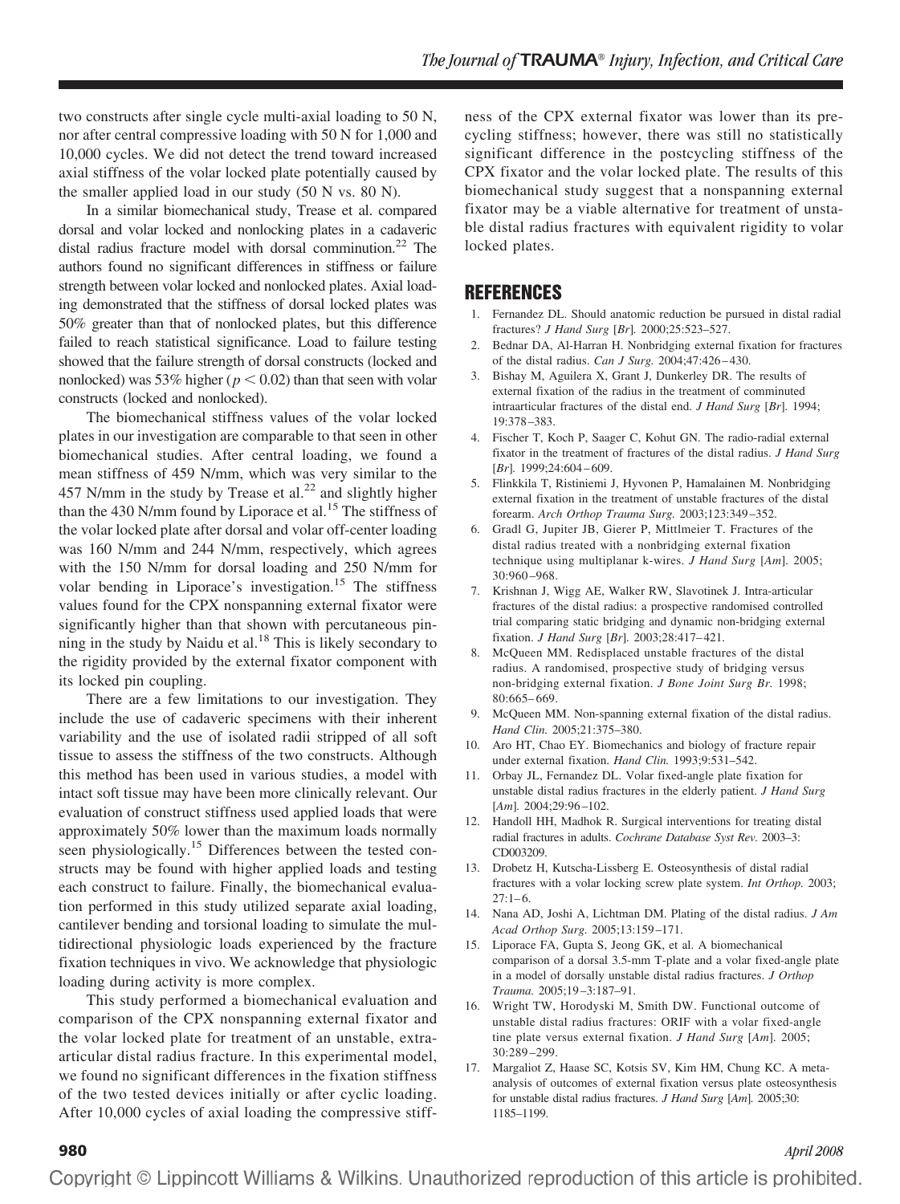two constructs after single cycle multi-axial loading to 50 N, nor after central compressive loading with 50 N for 1,000 and 10,000 cycles. We did not detect the trend toward increased axial stiffness of the volar locked plate potentially caused by the smaller applied load in our study (50 N vs. 80 N).

In a similar biomechanical study, Trease et al. compared dorsal and volar locked and nonlocking plates in a cadaveric distal radius fracture model with dorsal comminution.[22] The authors found no significant differences in stiffness or failure strength between volar locked and nonlocked plates. Axial loading demonstrated that the stiffness of dorsal locked plates was 50% greater than that of nonlocked plates, but this difference failed to reach statistical significance. Load to failure testing showed that the failure strength of dorsal constructs (locked and nonlocked) was 53% higher ($p < 0.02$) than that seen with volar constructs (locked and nonlocked).

The biomechanical stiffness values of the volar locked plates in our investigation are comparable to that seen in other biomechanical studies. After central loading, we found a mean stiffness of 459 N/mm, which was very similar to the 457 N/mm in the study by Trease et al.[22] and slightly higher than the 430 N/mm found by Liporace et al.[15] The stiffness of the volar locked plate after dorsal and volar off-center loading was 160 N/mm and 244 N/mm, respectively, which agrees with the 150 N/mm for dorsal loading and 250 N/mm for volar bending in Liporace's investigation.[15] The stiffness values found for the CPX nonspanning external fixator were significantly higher than that shown with percutaneous pinning in the study by Naidu et al.[18] This is likely secondary to the rigidity provided by the external fixator component with its locked pin coupling.

There are a few limitations to our investigation. They include the use of cadaveric specimens with their inherent variability and the use of isolated radii stripped of all soft tissue to assess the stiffness of the two constructs. Although this method has been used in various studies, a model with intact soft tissue may have been more clinically relevant. Our evaluation of construct stiffness used applied loads that were approximately 50% lower than the maximum loads normally seen physiologically.[15] Differences between the tested constructs may be found with higher applied loads and testing each construct to failure. Finally, the biomechanical evaluation performed in this study utilized separate axial loading, cantilever bending and torsional loading to simulate the multidirectional physiologic loads experienced by the fracture fixation techniques in vivo. We acknowledge that physiologic loading during activity is more complex.

This study performed a biomechanical evaluation and comparison of the CPX nonspanning external fixator and the volar locked plate for treatment of an unstable, extra-articular distal radius fracture. In this experimental model, we found no significant differences in the fixation stiffness of the two tested devices initially or after cyclic loading. After 10,000 cycles of axial loading the compressive stiffness of the CPX external fixator was lower than its precycling stiffness; however, there was still no statistically significant difference in the postcycling stiffness of the CPX fixator and the volar locked plate. The results of this biomechanical study suggest that a nonspanning external fixator may be a viable alternative for treatment of unstable distal radius fractures with equivalent rigidity to volar locked plates.

## REFERENCES

1. Fernandez DL. Should anatomic reduction be pursued in distal radial fractures? *J Hand Surg* [*Br*]. 2000;25:523–527.
2. Bednar DA, Al-Harran H. Nonbridging external fixation for fractures of the distal radius. *Can J Surg.* 2004;47:426–430.
3. Bishay M, Aguilera X, Grant J, Dunkerley DR. The results of external fixation of the radius in the treatment of comminuted intraarticular fractures of the distal end. *J Hand Surg* [*Br*]. 1994; 19:378–383.
4. Fischer T, Koch P, Saager C, Kohut GN. The radio-radial external fixator in the treatment of fractures of the distal radius. *J Hand Surg* [*Br*]. 1999;24:604–609.
5. Flinkkila T, Ristiniemi J, Hyvonen P, Hamalainen M. Nonbridging external fixation in the treatment of unstable fractures of the distal forearm. *Arch Orthop Trauma Surg.* 2003;123:349–352.
6. Gradl G, Jupiter JB, Gierer P, Mittlmeier T. Fractures of the distal radius treated with a nonbridging external fixation technique using multiplanar k-wires. *J Hand Surg* [*Am*]. 2005; 30:960–968.
7. Krishnan J, Wigg AE, Walker RW, Slavotinek J. Intra-articular fractures of the distal radius: a prospective randomised controlled trial comparing static bridging and dynamic non-bridging external fixation. *J Hand Surg* [*Br*]. 2003;28:417–421.
8. McQueen MM. Redisplaced unstable fractures of the distal radius. A randomised, prospective study of bridging versus non-bridging external fixation. *J Bone Joint Surg Br.* 1998; 80:665–669.
9. McQueen MM. Non-spanning external fixation of the distal radius. *Hand Clin.* 2005;21:375–380.
10. Aro HT, Chao EY. Biomechanics and biology of fracture repair under external fixation. *Hand Clin.* 1993;9:531–542.
11. Orbay JL, Fernandez DL. Volar fixed-angle plate fixation for unstable distal radius fractures in the elderly patient. *J Hand Surg* [*Am*]. 2004;29:96–102.
12. Handoll HH, Madhok R. Surgical interventions for treating distal radial fractures in adults. *Cochrane Database Syst Rev.* 2003–3: CD003209.
13. Drobetz H, Kutscha-Lissberg E. Osteosynthesis of distal radial fractures with a volar locking screw plate system. *Int Orthop.* 2003; 27:1–6.
14. Nana AD, Joshi A, Lichtman DM. Plating of the distal radius. *J Am Acad Orthop Surg.* 2005;13:159–171.
15. Liporace FA, Gupta S, Jeong GK, et al. A biomechanical comparison of a dorsal 3.5-mm T-plate and a volar fixed-angle plate in a model of dorsally unstable distal radius fractures. *J Orthop Trauma.* 2005;19–3:187–91.
16. Wright TW, Horodyski M, Smith DW. Functional outcome of unstable distal radius fractures: ORIF with a volar fixed-angle tine plate versus external fixation. *J Hand Surg* [*Am*]. 2005; 30:289–299.
17. Margaliot Z, Haase SC, Kotsis SV, Kim HM, Chung KC. A meta-analysis of outcomes of external fixation versus plate osteosynthesis for unstable distal radius fractures. *J Hand Surg* [*Am*]. 2005;30: 1185–1199.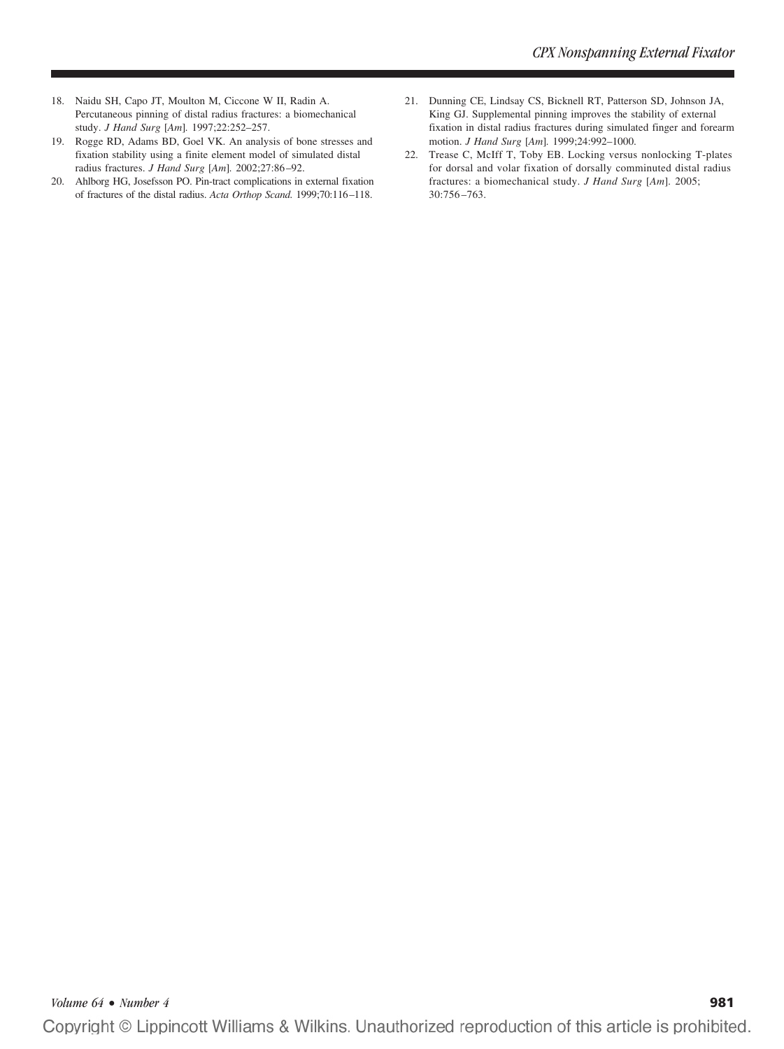18. Naidu SH, Capo JT, Moulton M, Ciccone W II, Radin A. Percutaneous pinning of distal radius fractures: a biomechanical study. *J Hand Surg* [*Am*]. 1997;22:252–257.
19. Rogge RD, Adams BD, Goel VK. An analysis of bone stresses and fixation stability using a finite element model of simulated distal radius fractures. *J Hand Surg* [*Am*]. 2002;27:86–92.
20. Ahlborg HG, Josefsson PO. Pin-tract complications in external fixation of fractures of the distal radius. *Acta Orthop Scand.* 1999;70:116–118.
21. Dunning CE, Lindsay CS, Bicknell RT, Patterson SD, Johnson JA, King GJ. Supplemental pinning improves the stability of external fixation in distal radius fractures during simulated finger and forearm motion. *J Hand Surg* [*Am*]. 1999;24:992–1000.
22. Trease C, McIff T, Toby EB. Locking versus nonlocking T-plates for dorsal and volar fixation of dorsally comminuted distal radius fractures: a biomechanical study. *J Hand Surg* [*Am*]. 2005; 30:756–763.